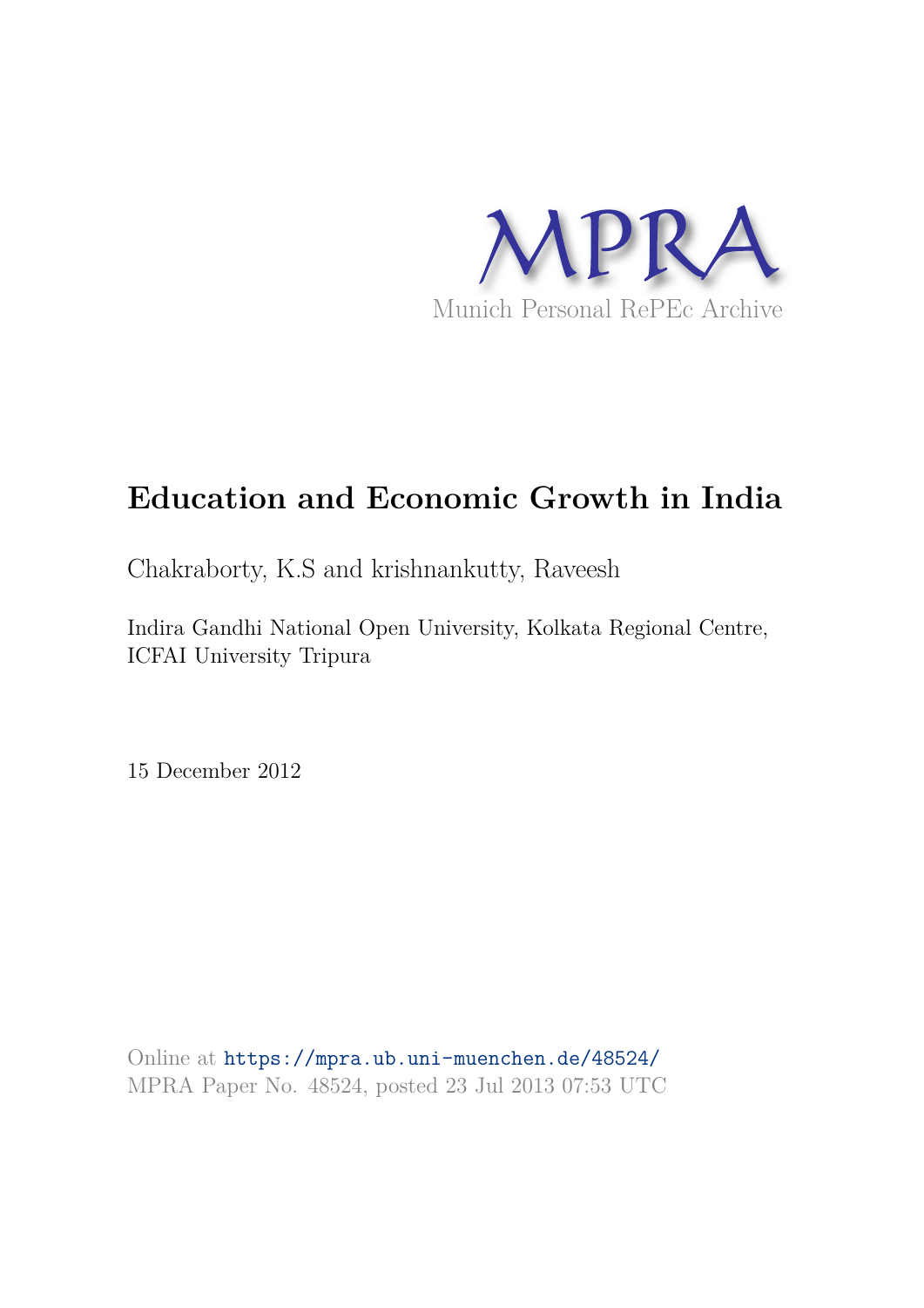MPRA

Munich Personal RePEc Archive

# Education and Economic Growth in India

Chakraborty, K.S and krishnankutty, Raveesh

Indira Gandhi National Open University, Kolkata Regional Centre, ICFAI University Tripura

15 December 2012

Online at https://mpra.ub.uni-muenchen.de/48524/
MPRA Paper No. 48524, posted 23 Jul 2013 07:53 UTC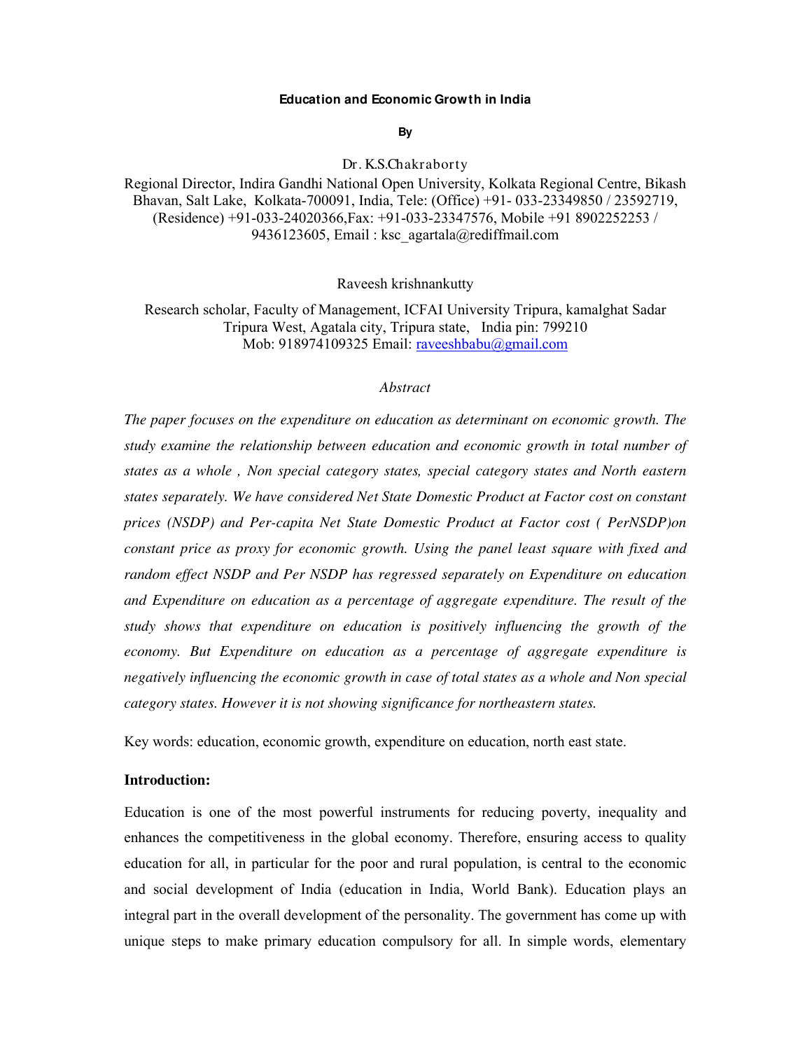**Education and Economic Growth in India**

**By**

Dr. K.S.Chakraborty

Regional Director, Indira Gandhi National Open University, Kolkata Regional Centre, Bikash Bhavan, Salt Lake, Kolkata-700091, India, Tele: (Office) +91- 033-23349850 / 23592719, (Residence) +91-033-24020366,Fax: +91-033-23347576, Mobile +91 8902252253 / 9436123605, Email : ksc_agartala@rediffmail.com

Raveesh krishnankutty

Research scholar, Faculty of Management, ICFAI University Tripura, kamalghat Sadar Tripura West, Agatala city, Tripura state, India pin: 799210 Mob: 918974109325 Email: raveeshbabu@gmail.com

*Abstract*

*The paper focuses on the expenditure on education as determinant on economic growth. The study examine the relationship between education and economic growth in total number of states as a whole , Non special category states, special category states and North eastern states separately. We have considered Net State Domestic Product at Factor cost on constant prices (NSDP) and Per-capita Net State Domestic Product at Factor cost ( PerNSDP)on constant price as proxy for economic growth. Using the panel least square with fixed and random effect NSDP and Per NSDP has regressed separately on Expenditure on education and Expenditure on education as a percentage of aggregate expenditure. The result of the study shows that expenditure on education is positively influencing the growth of the economy. But Expenditure on education as a percentage of aggregate expenditure is negatively influencing the economic growth in case of total states as a whole and Non special category states. However it is not showing significance for northeastern states.*

Key words: education, economic growth, expenditure on education, north east state.

**Introduction:**

Education is one of the most powerful instruments for reducing poverty, inequality and enhances the competitiveness in the global economy. Therefore, ensuring access to quality education for all, in particular for the poor and rural population, is central to the economic and social development of India (education in India, World Bank). Education plays an integral part in the overall development of the personality. The government has come up with unique steps to make primary education compulsory for all. In simple words, elementary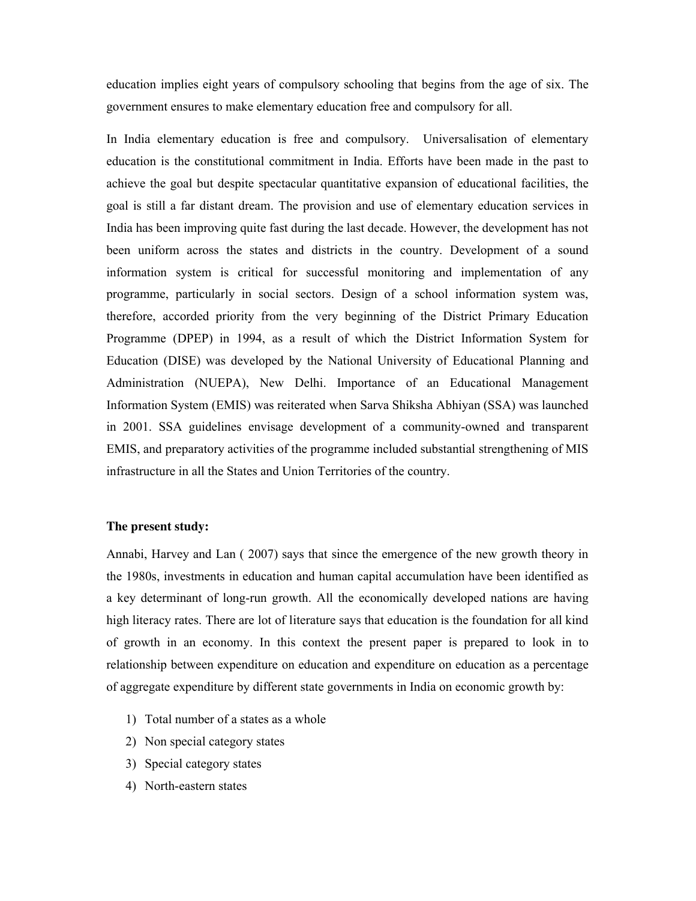education implies eight years of compulsory schooling that begins from the age of six. The government ensures to make elementary education free and compulsory for all.

In India elementary education is free and compulsory. Universalisation of elementary education is the constitutional commitment in India. Efforts have been made in the past to achieve the goal but despite spectacular quantitative expansion of educational facilities, the goal is still a far distant dream. The provision and use of elementary education services in India has been improving quite fast during the last decade. However, the development has not been uniform across the states and districts in the country. Development of a sound information system is critical for successful monitoring and implementation of any programme, particularly in social sectors. Design of a school information system was, therefore, accorded priority from the very beginning of the District Primary Education Programme (DPEP) in 1994, as a result of which the District Information System for Education (DISE) was developed by the National University of Educational Planning and Administration (NUEPA), New Delhi. Importance of an Educational Management Information System (EMIS) was reiterated when Sarva Shiksha Abhiyan (SSA) was launched in 2001. SSA guidelines envisage development of a community-owned and transparent EMIS, and preparatory activities of the programme included substantial strengthening of MIS infrastructure in all the States and Union Territories of the country.

**The present study:**

Annabi, Harvey and Lan ( 2007) says that since the emergence of the new growth theory in the 1980s, investments in education and human capital accumulation have been identified as a key determinant of long-run growth. All the economically developed nations are having high literacy rates. There are lot of literature says that education is the foundation for all kind of growth in an economy. In this context the present paper is prepared to look in to relationship between expenditure on education and expenditure on education as a percentage of aggregate expenditure by different state governments in India on economic growth by:

1) Total number of a states as a whole
2) Non special category states
3) Special category states
4) North-eastern states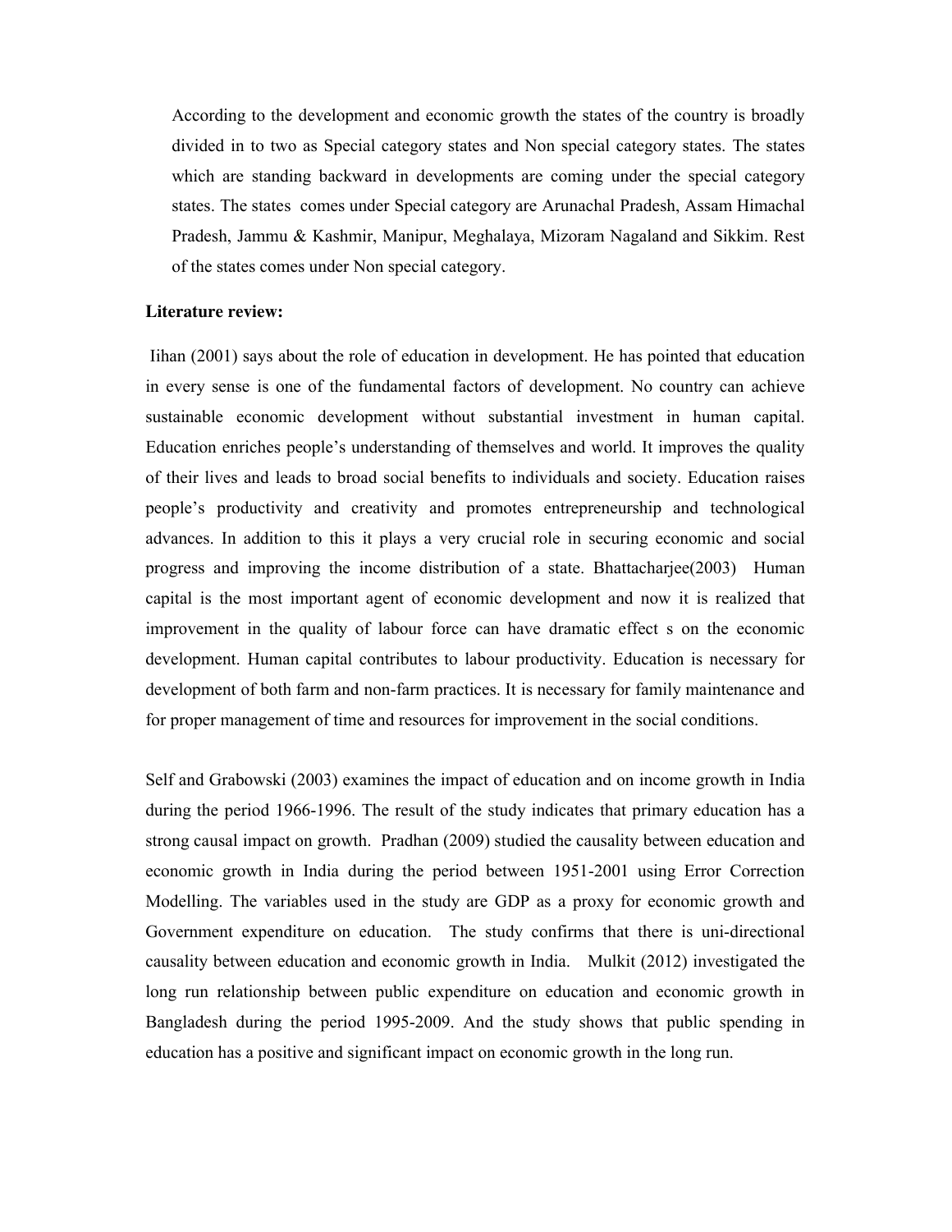According to the development and economic growth the states of the country is broadly divided in to two as Special category states and Non special category states. The states which are standing backward in developments are coming under the special category states. The states comes under Special category are Arunachal Pradesh, Assam Himachal Pradesh, Jammu & Kashmir, Manipur, Meghalaya, Mizoram Nagaland and Sikkim. Rest of the states comes under Non special category.

**Literature review:**

Iihan (2001) says about the role of education in development. He has pointed that education in every sense is one of the fundamental factors of development. No country can achieve sustainable economic development without substantial investment in human capital. Education enriches people's understanding of themselves and world. It improves the quality of their lives and leads to broad social benefits to individuals and society. Education raises people's productivity and creativity and promotes entrepreneurship and technological advances. In addition to this it plays a very crucial role in securing economic and social progress and improving the income distribution of a state. Bhattacharjee(2003) Human capital is the most important agent of economic development and now it is realized that improvement in the quality of labour force can have dramatic effect s on the economic development. Human capital contributes to labour productivity. Education is necessary for development of both farm and non-farm practices. It is necessary for family maintenance and for proper management of time and resources for improvement in the social conditions.

Self and Grabowski (2003) examines the impact of education and on income growth in India during the period 1966-1996. The result of the study indicates that primary education has a strong causal impact on growth. Pradhan (2009) studied the causality between education and economic growth in India during the period between 1951-2001 using Error Correction Modelling. The variables used in the study are GDP as a proxy for economic growth and Government expenditure on education. The study confirms that there is uni-directional causality between education and economic growth in India. Mulkit (2012) investigated the long run relationship between public expenditure on education and economic growth in Bangladesh during the period 1995-2009. And the study shows that public spending in education has a positive and significant impact on economic growth in the long run.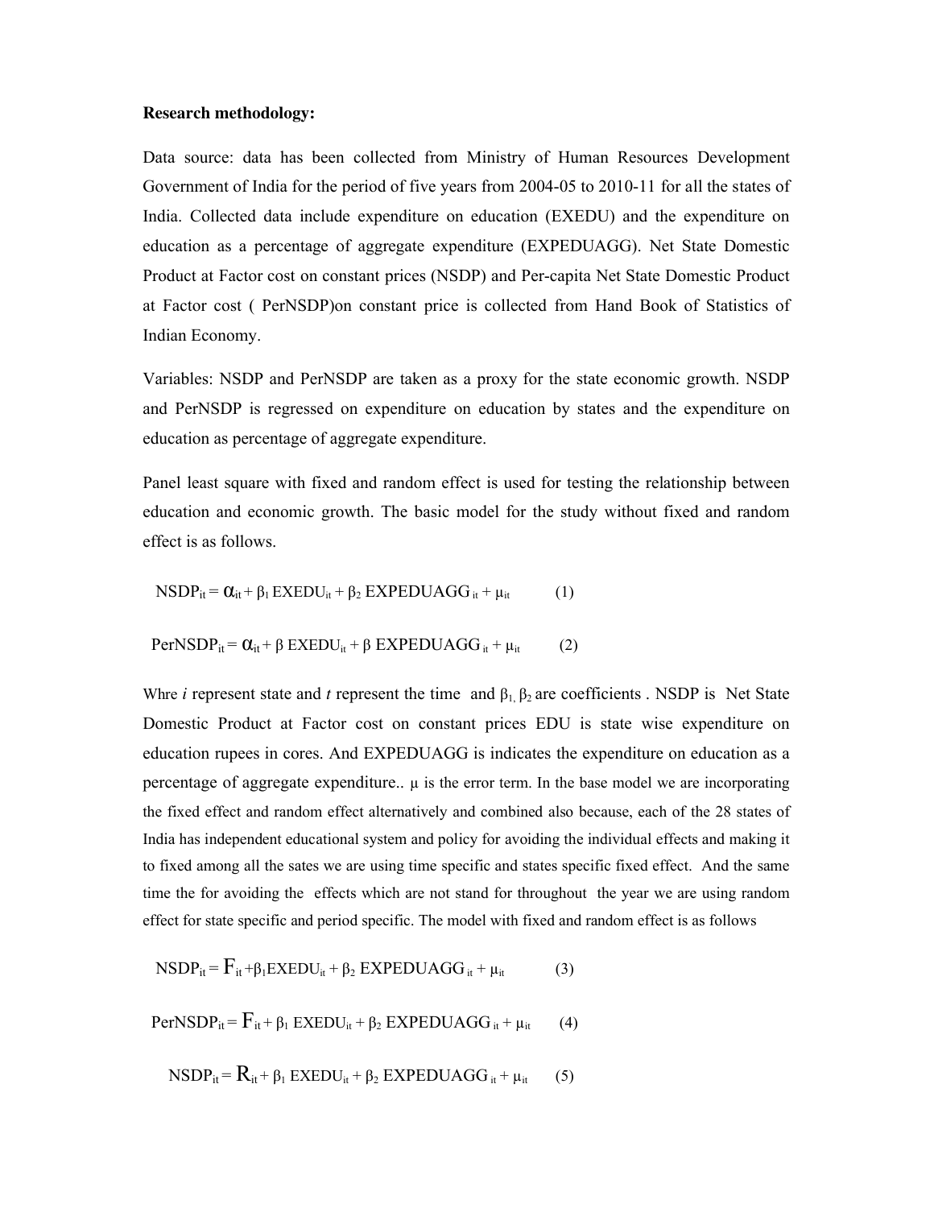**Research methodology:**

Data source: data has been collected from Ministry of Human Resources Development Government of India for the period of five years from 2004-05 to 2010-11 for all the states of India. Collected data include expenditure on education (EXEDU) and the expenditure on education as a percentage of aggregate expenditure (EXPEDUAGG). Net State Domestic Product at Factor cost on constant prices (NSDP) and Per-capita Net State Domestic Product at Factor cost ( PerNSDP)on constant price is collected from Hand Book of Statistics of Indian Economy.

Variables: NSDP and PerNSDP are taken as a proxy for the state economic growth. NSDP and PerNSDP is regressed on expenditure on education by states and the expenditure on education as percentage of aggregate expenditure.

Panel least square with fixed and random effect is used for testing the relationship between education and economic growth. The basic model for the study without fixed and random effect is as follows.

$$NSDP_{it} = \alpha_{it} + \beta_1 EXEDU_{it} + \beta_2 EXPEDUAGG_{it} + \mu_{it} \qquad (1)$$

$$PerNSDP_{it} = \alpha_{it} + \beta EXEDU_{it} + \beta EXPEDUAGG_{it} + \mu_{it} \qquad (2)$$

Whre *i* represent state and *t* represent the time and $\beta_1, \beta_2$ are coefficients . NSDP is Net State Domestic Product at Factor cost on constant prices EDU is state wise expenditure on education rupees in cores. And EXPEDUAGG is indicates the expenditure on education as a percentage of aggregate expenditure.. $\mu$ is the error term. In the base model we are incorporating the fixed effect and random effect alternatively and combined also because, each of the 28 states of India has independent educational system and policy for avoiding the individual effects and making it to fixed among all the sates we are using time specific and states specific fixed effect. And the same time the for avoiding the effects which are not stand for throughout the year we are using random effect for state specific and period specific. The model with fixed and random effect is as follows

$$NSDP_{it} = F_{it} + \beta_1 EXEDU_{it} + \beta_2 EXPEDUAGG_{it} + \mu_{it} \qquad (3)$$

$$PerNSDP_{it} = F_{it} + \beta_1 EXEDU_{it} + \beta_2 EXPEDUAGG_{it} + \mu_{it} \qquad (4)$$

$$NSDP_{it} = R_{it} + \beta_1 EXEDU_{it} + \beta_2 EXPEDUAGG_{it} + \mu_{it} \qquad (5)$$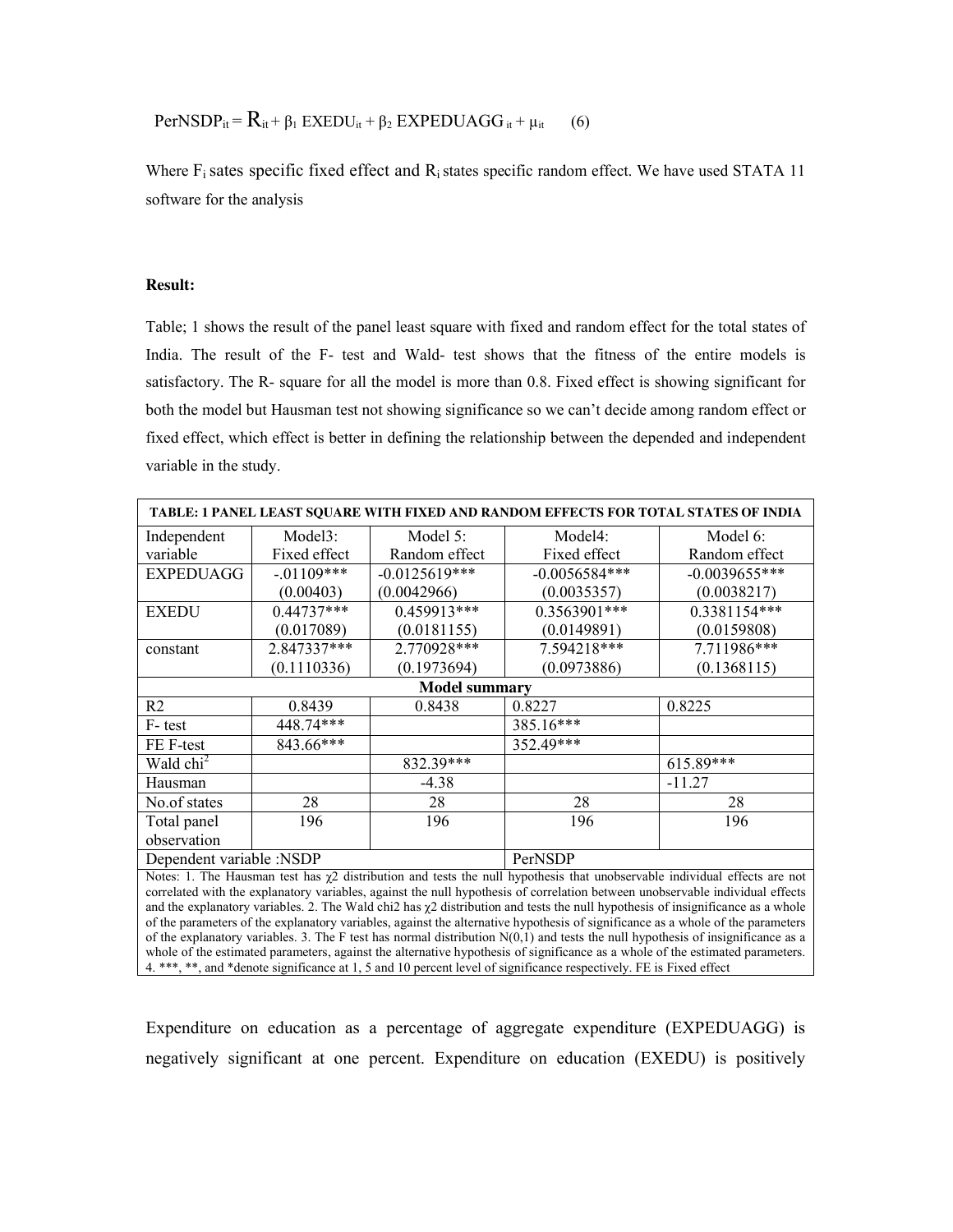$$PerNSDP_{it} = R_{it} + \beta_1 \text{ EXEDU}_{it} + \beta_2 \text{ EXPEDUAGG}_{it} + \mu_{it} \quad (6)$$

Where $F_i$ sates specific fixed effect and $R_i$ states specific random effect. We have used STATA 11 software for the analysis

**Result:**

Table; 1 shows the result of the panel least square with fixed and random effect for the total states of India. The result of the F- test and Wald- test shows that the fitness of the entire models is satisfactory. The R- square for all the model is more than 0.8. Fixed effect is showing significant for both the model but Hausman test not showing significance so we can't decide among random effect or fixed effect, which effect is better in defining the relationship between the depended and independent variable in the study.

| TABLE: 1 PANEL LEAST SQUARE WITH FIXED AND RANDOM EFFECTS FOR TOTAL STATES OF INDIA | | | | |
|---|---|---|---|---|
| Independent variable | Model3: Fixed effect | Model 5: Random effect | Model4: Fixed effect | Model 6: Random effect |
| EXPEDUAGG | -.01109*** (0.00403) | -0.0125619*** (0.0042966) | -0.0056584*** (0.0035357) | -0.0039655*** (0.0038217) |
| EXEDU | 0.44737*** (0.017089) | 0.459913*** (0.0181155) | 0.3563901*** (0.0149891) | 0.3381154*** (0.0159808) |
| constant | 2.847337*** (0.1110336) | 2.770928*** (0.1973694) | 7.594218*** (0.0973886) | 7.711986*** (0.1368115) |
| **Model summary** | | | | |
| R2 | 0.8439 | 0.8438 | 0.8227 | 0.8225 |
| F- test | 448.74*** | | 385.16*** | |
| FE F-test | 843.66*** | | 352.49*** | |
| Wald chi$^2$ | | 832.39*** | | 615.89*** |
| Hausman | | -4.38 | | -11.27 |
| No.of states | 28 | 28 | 28 | 28 |
| Total panel observation | 196 | 196 | 196 | 196 |
| Dependent variable :NSDP | | | PerNSDP | |

Notes: 1. The Hausman test has $\chi 2$ distribution and tests the null hypothesis that unobservable individual effects are not correlated with the explanatory variables, against the null hypothesis of correlation between unobservable individual effects and the explanatory variables. 2. The Wald chi2 has $\chi 2$ distribution and tests the null hypothesis of insignificance as a whole of the parameters of the explanatory variables, against the alternative hypothesis of significance as a whole of the parameters of the explanatory variables. 3. The F test has normal distribution N(0,1) and tests the null hypothesis of insignificance as a whole of the estimated parameters, against the alternative hypothesis of significance as a whole of the estimated parameters. 4. ***, **, and *denote significance at 1, 5 and 10 percent level of significance respectively. FE is Fixed effect

Expenditure on education as a percentage of aggregate expenditure (EXPEDUAGG) is negatively significant at one percent. Expenditure on education (EXEDU) is positively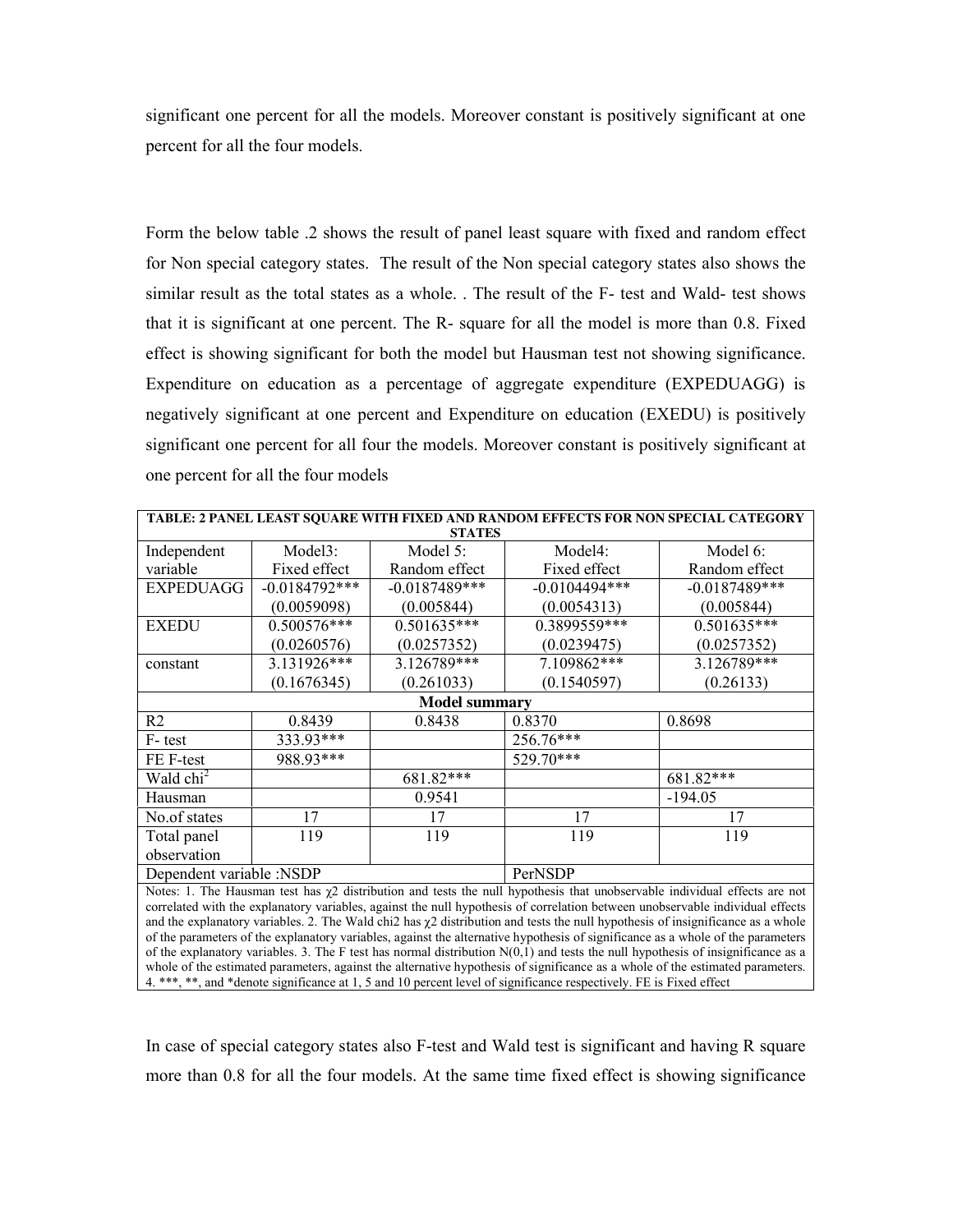significant one percent for all the models. Moreover constant is positively significant at one percent for all the four models.

Form the below table .2 shows the result of panel least square with fixed and random effect for Non special category states. The result of the Non special category states also shows the similar result as the total states as a whole. . The result of the F- test and Wald- test shows that it is significant at one percent. The R- square for all the model is more than 0.8. Fixed effect is showing significant for both the model but Hausman test not showing significance. Expenditure on education as a percentage of aggregate expenditure (EXPEDUAGG) is negatively significant at one percent and Expenditure on education (EXEDU) is positively significant one percent for all four the models. Moreover constant is positively significant at one percent for all the four models

| TABLE: 2 PANEL LEAST SQUARE WITH FIXED AND RANDOM EFFECTS FOR NON SPECIAL CATEGORY STATES | | | | |
|---|---|---|---|---|
| Independent variable | Model3: Fixed effect | Model 5: Random effect | Model4: Fixed effect | Model 6: Random effect |
| EXPEDUAGG | -0.0184792*** (0.0059098) | -0.0187489*** (0.005844) | -0.0104494*** (0.0054313) | -0.0187489*** (0.005844) |
| EXEDU | 0.500576*** (0.0260576) | 0.501635*** (0.0257352) | 0.3899559*** (0.0239475) | 0.501635*** (0.0257352) |
| constant | 3.131926*** (0.1676345) | 3.126789*** (0.261033) | 7.109862*** (0.1540597) | 3.126789*** (0.26133) |
| **Model summary** | | | | |
| R2 | 0.8439 | 0.8438 | 0.8370 | 0.8698 |
| F- test | 333.93*** | | 256.76*** | |
| FE F-test | 988.93*** | | 529.70*** | |
| Wald $chi^2$ | | 681.82*** | | 681.82*** |
| Hausman | | 0.9541 | | -194.05 |
| No.of states | 17 | 17 | 17 | 17 |
| Total panel observation | 119 | 119 | 119 | 119 |
| Dependent variable :NSDP | | | PerNSDP | |

Notes: 1. The Hausman test has $\chi2$ distribution and tests the null hypothesis that unobservable individual effects are not correlated with the explanatory variables, against the null hypothesis of correlation between unobservable individual effects and the explanatory variables. 2. The Wald chi2 has $\chi2$ distribution and tests the null hypothesis of insignificance as a whole of the parameters of the explanatory variables, against the alternative hypothesis of significance as a whole of the parameters of the explanatory variables. 3. The F test has normal distribution N(0,1) and tests the null hypothesis of insignificance as a whole of the estimated parameters, against the alternative hypothesis of significance as a whole of the estimated parameters. 4. ***, **, and *denote significance at 1, 5 and 10 percent level of significance respectively. FE is Fixed effect

In case of special category states also F-test and Wald test is significant and having R square more than 0.8 for all the four models. At the same time fixed effect is showing significance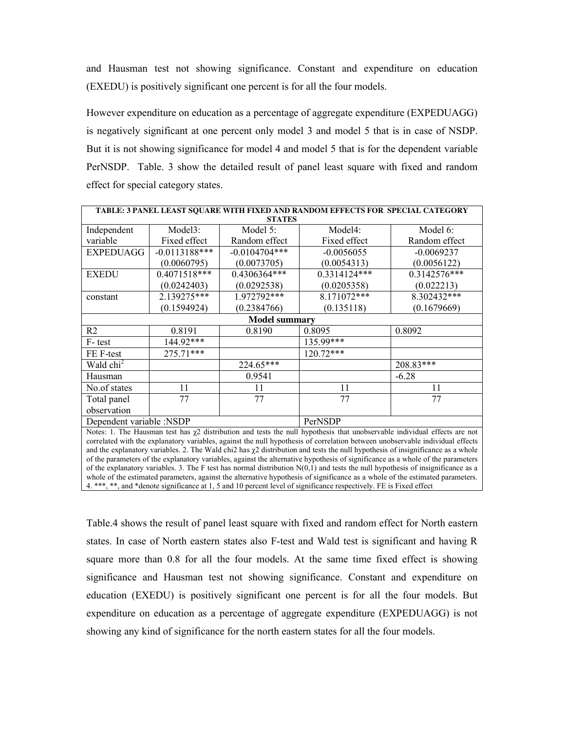and Hausman test not showing significance. Constant and expenditure on education (EXEDU) is positively significant one percent is for all the four models.

However expenditure on education as a percentage of aggregate expenditure (EXPEDUAGG) is negatively significant at one percent only model 3 and model 5 that is in case of NSDP. But it is not showing significance for model 4 and model 5 that is for the dependent variable PerNSDP. Table. 3 show the detailed result of panel least square with fixed and random effect for special category states.

| TABLE: 3 PANEL LEAST SQUARE WITH FIXED AND RANDOM EFFECTS FOR SPECIAL CATEGORY STATES | | | | |
|---|---|---|---|---|
| Independent variable | Model3: Fixed effect | Model 5: Random effect | Model4: Fixed effect | Model 6: Random effect |
| EXPEDUAGG | -0.0113188*** (0.0060795) | -0.0104704*** (0.0073705) | -0.0056055 (0.0054313) | -0.0069237 (0.0056122) |
| EXEDU | 0.4071518*** (0.0242403) | 0.4306364*** (0.0292538) | 0.3314124*** (0.0205358) | 0.3142576*** (0.022213) |
| constant | 2.139275*** (0.1594924) | 1.972792*** (0.2384766) | 8.171072*** (0.135118) | 8.302432*** (0.1679669) |
| **Model summary** | | | | |
| R2 | 0.8191 | 0.8190 | 0.8095 | 0.8092 |
| F- test | 144.92*** | | 135.99*** | |
| FE F-test | 275.71*** | | 120.72*** | |
| Wald $chi^2$ | | 224.65*** | | 208.83*** |
| Hausman | | 0.9541 | | -6.28 |
| No.of states | 11 | 11 | 11 | 11 |
| Total panel observation | 77 | 77 | 77 | 77 |
| Dependent variable :NSDP | | | PerNSDP | |

Notes: 1. The Hausman test has $\chi 2$ distribution and tests the null hypothesis that unobservable individual effects are not correlated with the explanatory variables, against the null hypothesis of correlation between unobservable individual effects and the explanatory variables. 2. The Wald chi2 has $\chi 2$ distribution and tests the null hypothesis of insignificance as a whole of the parameters of the explanatory variables, against the alternative hypothesis of significance as a whole of the parameters of the explanatory variables. 3. The F test has normal distribution N(0,1) and tests the null hypothesis of insignificance as a whole of the estimated parameters, against the alternative hypothesis of significance as a whole of the estimated parameters. 4. ***, **, and *denote significance at 1, 5 and 10 percent level of significance respectively. FE is Fixed effect

Table.4 shows the result of panel least square with fixed and random effect for North eastern states. In case of North eastern states also F-test and Wald test is significant and having R square more than 0.8 for all the four models. At the same time fixed effect is showing significance and Hausman test not showing significance. Constant and expenditure on education (EXEDU) is positively significant one percent is for all the four models. But expenditure on education as a percentage of aggregate expenditure (EXPEDUAGG) is not showing any kind of significance for the north eastern states for all the four models.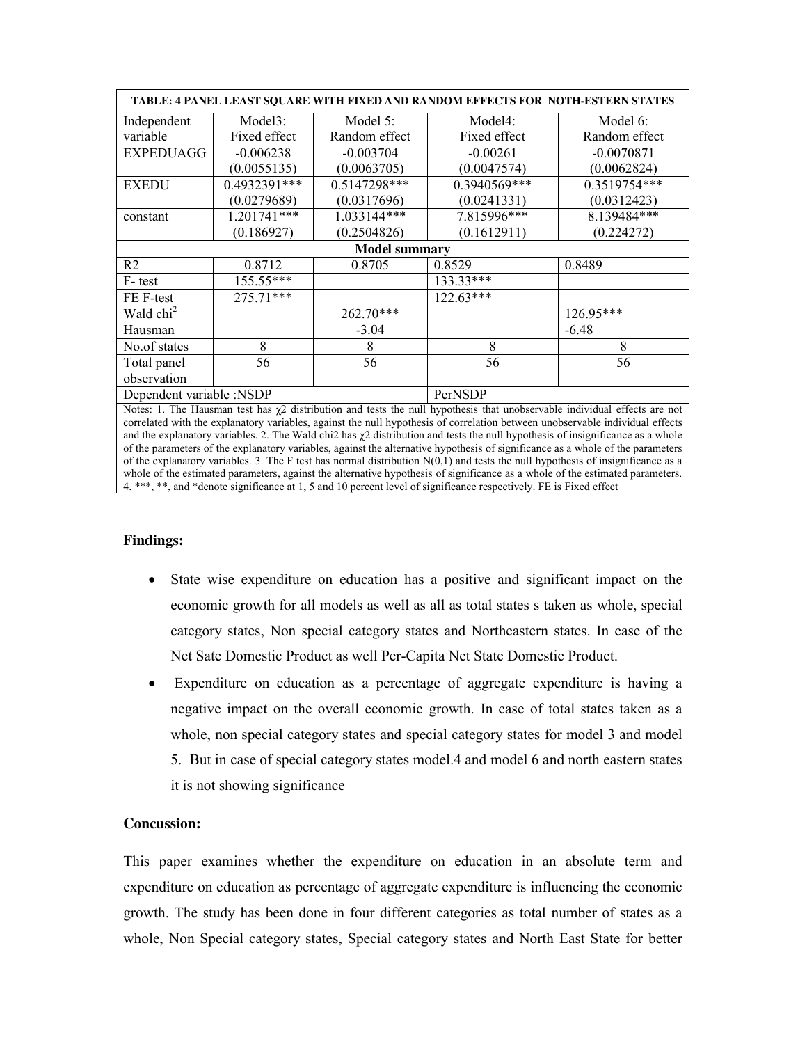| TABLE: 4 PANEL LEAST SQUARE WITH FIXED AND RANDOM EFFECTS FOR NOTH-ESTERN STATES | | | | |
|---|---|---|---|---|
| Independent variable | Model3: Fixed effect | Model 5: Random effect | Model4: Fixed effect | Model 6: Random effect |
| EXPEDUAGG | -0.006238 (0.0055135) | -0.003704 (0.0063705) | -0.00261 (0.0047574) | -0.0070871 (0.0062824) |
| EXEDU | 0.4932391*** (0.0279689) | 0.5147298*** (0.0317696) | 0.3940569*** (0.0241331) | 0.3519754*** (0.0312423) |
| constant | 1.201741*** (0.186927) | 1.033144*** (0.2504826) | 7.815996*** (0.1612911) | 8.139484*** (0.224272) |
| **Model summary** | | | | |
| R2 | 0.8712 | 0.8705 | 0.8529 | 0.8489 |
| F- test | 155.55*** | | 133.33*** | |
| FE F-test | 275.71*** | | 122.63*** | |
| Wald $chi^2$ | | 262.70*** | | 126.95*** |
| Hausman | | -3.04 | | -6.48 |
| No.of states | 8 | 8 | 8 | 8 |
| Total panel observation | 56 | 56 | 56 | 56 |
| Dependent variable :NSDP | | | PerNSDP | |

Notes: 1. The Hausman test has $\chi 2$ distribution and tests the null hypothesis that unobservable individual effects are not correlated with the explanatory variables, against the null hypothesis of correlation between unobservable individual effects and the explanatory variables. 2. The Wald chi2 has $\chi 2$ distribution and tests the null hypothesis of insignificance as a whole of the parameters of the explanatory variables, against the alternative hypothesis of significance as a whole of the parameters of the explanatory variables. 3. The F test has normal distribution N(0,1) and tests the null hypothesis of insignificance as a whole of the estimated parameters, against the alternative hypothesis of significance as a whole of the estimated parameters. 4. ***, **, and *denote significance at 1, 5 and 10 percent level of significance respectively. FE is Fixed effect

**Findings:**

- State wise expenditure on education has a positive and significant impact on the economic growth for all models as well as all as total states s taken as whole, special category states, Non special category states and Northeastern states. In case of the Net Sate Domestic Product as well Per-Capita Net State Domestic Product.
- Expenditure on education as a percentage of aggregate expenditure is having a negative impact on the overall economic growth. In case of total states taken as a whole, non special category states and special category states for model 3 and model 5. But in case of special category states model.4 and model 6 and north eastern states it is not showing significance

**Concussion:**

This paper examines whether the expenditure on education in an absolute term and expenditure on education as percentage of aggregate expenditure is influencing the economic growth. The study has been done in four different categories as total number of states as a whole, Non Special category states, Special category states and North East State for better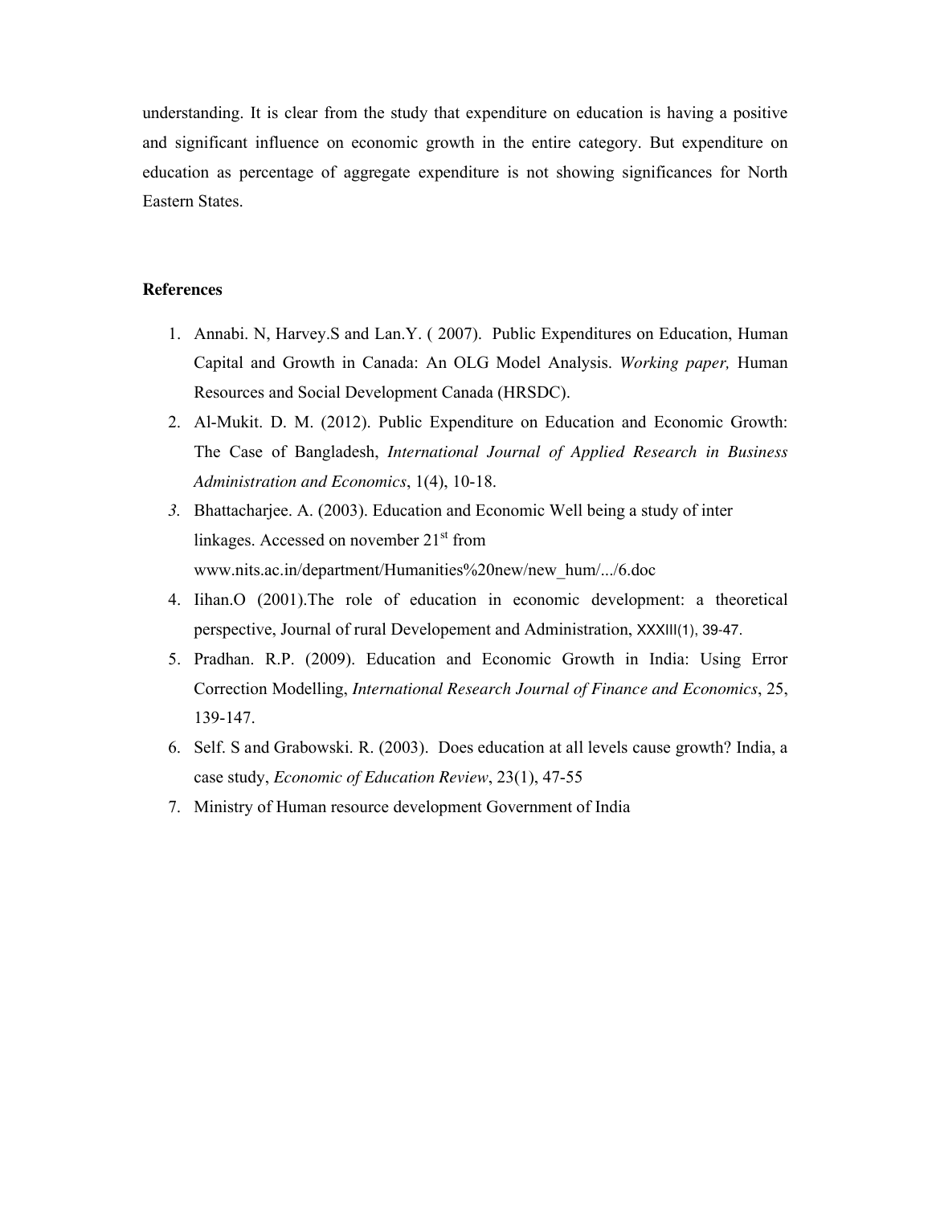understanding. It is clear from the study that expenditure on education is having a positive and significant influence on economic growth in the entire category. But expenditure on education as percentage of aggregate expenditure is not showing significances for North Eastern States.

## References

1. Annabi. N, Harvey.S and Lan.Y. ( 2007). Public Expenditures on Education, Human Capital and Growth in Canada: An OLG Model Analysis. *Working paper,* Human Resources and Social Development Canada (HRSDC).
2. Al-Mukit. D. M. (2012). Public Expenditure on Education and Economic Growth: The Case of Bangladesh, *International Journal of Applied Research in Business Administration and Economics*, 1(4), 10-18.
3. Bhattacharjee. A. (2003). Education and Economic Well being a study of inter linkages. Accessed on november 21st from www.nits.ac.in/department/Humanities%20new/new_hum/.../6.doc
4. Iihan.O (2001).The role of education in economic development: a theoretical perspective, Journal of rural Developement and Administration, XXXIII(1), 39-47.
5. Pradhan. R.P. (2009). Education and Economic Growth in India: Using Error Correction Modelling, *International Research Journal of Finance and Economics*, 25, 139-147.
6. Self. S and Grabowski. R. (2003). Does education at all levels cause growth? India, a case study, *Economic of Education Review*, 23(1), 47-55
7. Ministry of Human resource development Government of India